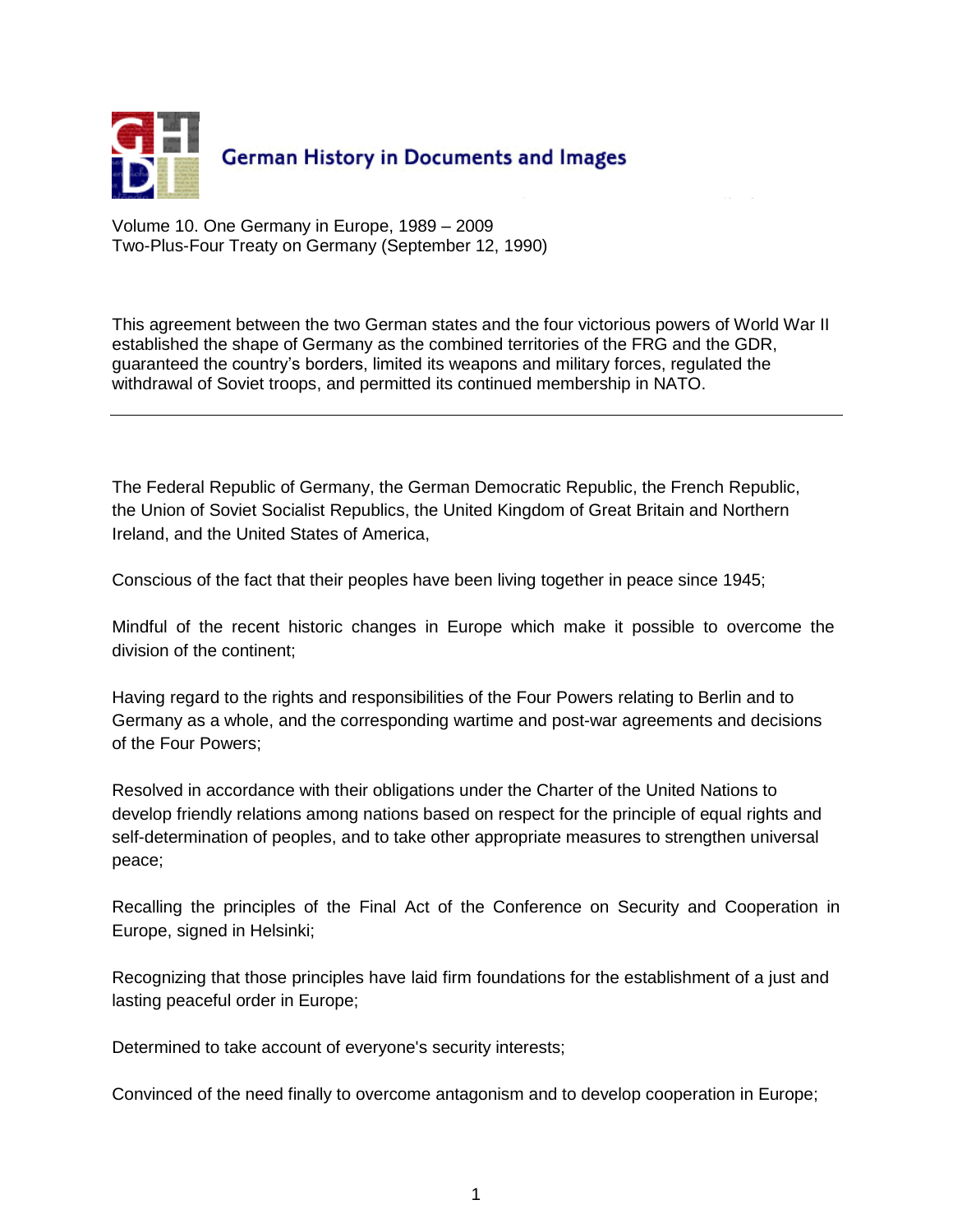# German History in Documents and Images

Volume 10. One Germany in Europe, 1989 – 2009
Two-Plus-Four Treaty on Germany (September 12, 1990)

This agreement between the two German states and the four victorious powers of World War II established the shape of Germany as the combined territories of the FRG and the GDR, guaranteed the country's borders, limited its weapons and military forces, regulated the withdrawal of Soviet troops, and permitted its continued membership in NATO.

---

The Federal Republic of Germany, the German Democratic Republic, the French Republic, the Union of Soviet Socialist Republics, the United Kingdom of Great Britain and Northern Ireland, and the United States of America,

Conscious of the fact that their peoples have been living together in peace since 1945;

Mindful of the recent historic changes in Europe which make it possible to overcome the division of the continent;

Having regard to the rights and responsibilities of the Four Powers relating to Berlin and to Germany as a whole, and the corresponding wartime and post-war agreements and decisions of the Four Powers;

Resolved in accordance with their obligations under the Charter of the United Nations to develop friendly relations among nations based on respect for the principle of equal rights and self-determination of peoples, and to take other appropriate measures to strengthen universal peace;

Recalling the principles of the Final Act of the Conference on Security and Cooperation in Europe, signed in Helsinki;

Recognizing that those principles have laid firm foundations for the establishment of a just and lasting peaceful order in Europe;

Determined to take account of everyone's security interests;

Convinced of the need finally to overcome antagonism and to develop cooperation in Europe;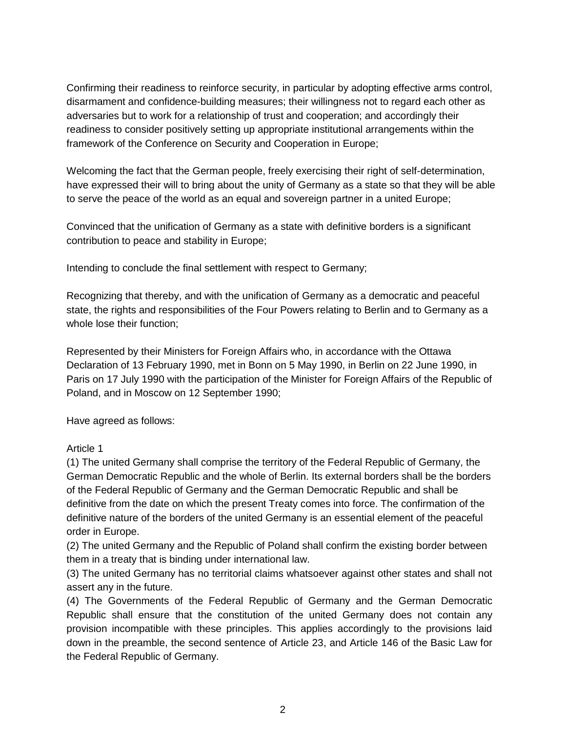Confirming their readiness to reinforce security, in particular by adopting effective arms control, disarmament and confidence-building measures; their willingness not to regard each other as adversaries but to work for a relationship of trust and cooperation; and accordingly their readiness to consider positively setting up appropriate institutional arrangements within the framework of the Conference on Security and Cooperation in Europe;

Welcoming the fact that the German people, freely exercising their right of self-determination, have expressed their will to bring about the unity of Germany as a state so that they will be able to serve the peace of the world as an equal and sovereign partner in a united Europe;

Convinced that the unification of Germany as a state with definitive borders is a significant contribution to peace and stability in Europe;

Intending to conclude the final settlement with respect to Germany;

Recognizing that thereby, and with the unification of Germany as a democratic and peaceful state, the rights and responsibilities of the Four Powers relating to Berlin and to Germany as a whole lose their function;

Represented by their Ministers for Foreign Affairs who, in accordance with the Ottawa Declaration of 13 February 1990, met in Bonn on 5 May 1990, in Berlin on 22 June 1990, in Paris on 17 July 1990 with the participation of the Minister for Foreign Affairs of the Republic of Poland, and in Moscow on 12 September 1990;

Have agreed as follows:

Article 1

(1) The united Germany shall comprise the territory of the Federal Republic of Germany, the German Democratic Republic and the whole of Berlin. Its external borders shall be the borders of the Federal Republic of Germany and the German Democratic Republic and shall be definitive from the date on which the present Treaty comes into force. The confirmation of the definitive nature of the borders of the united Germany is an essential element of the peaceful order in Europe.

(2) The united Germany and the Republic of Poland shall confirm the existing border between them in a treaty that is binding under international law.

(3) The united Germany has no territorial claims whatsoever against other states and shall not assert any in the future.

(4) The Governments of the Federal Republic of Germany and the German Democratic Republic shall ensure that the constitution of the united Germany does not contain any provision incompatible with these principles. This applies accordingly to the provisions laid down in the preamble, the second sentence of Article 23, and Article 146 of the Basic Law for the Federal Republic of Germany.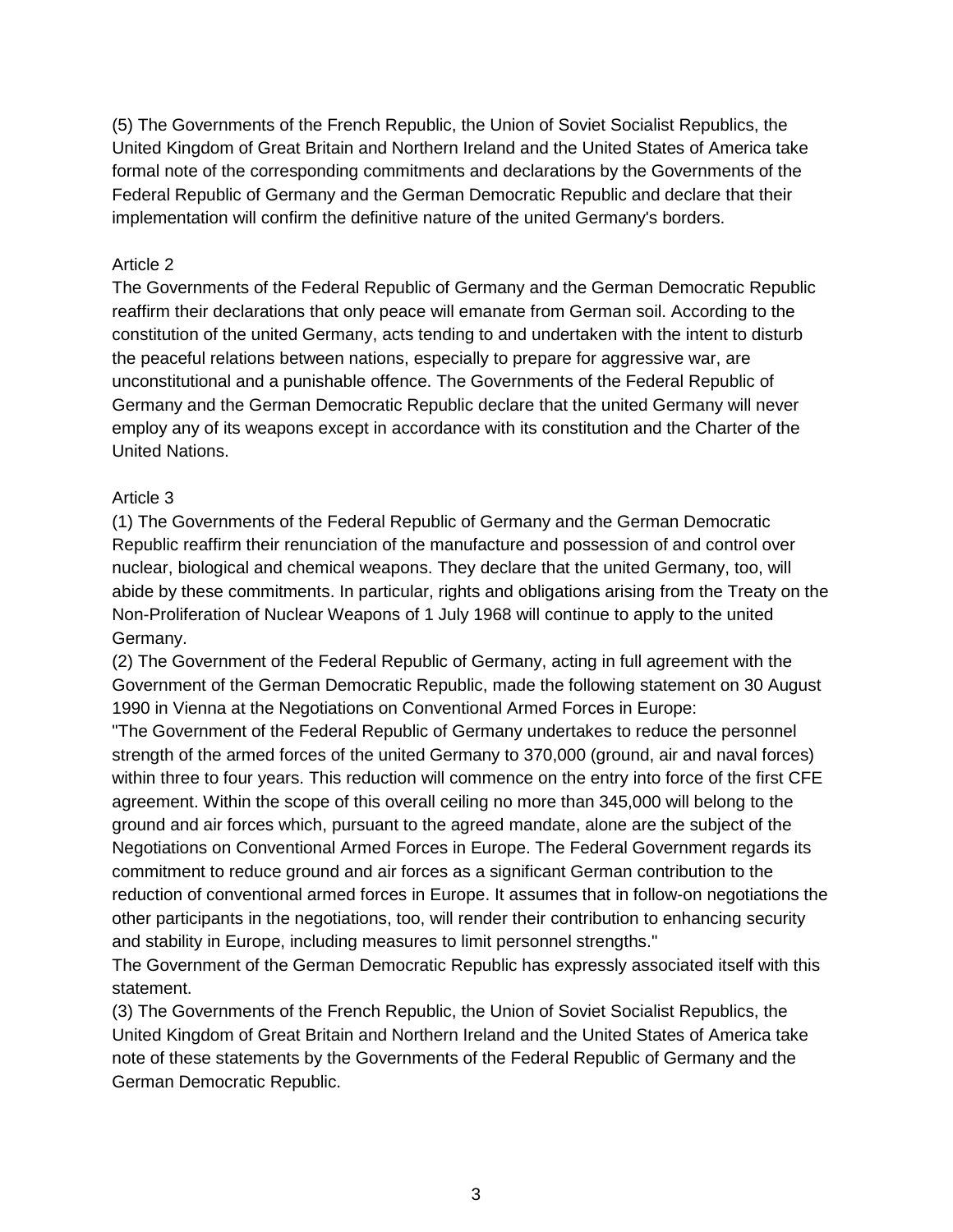(5) The Governments of the French Republic, the Union of Soviet Socialist Republics, the United Kingdom of Great Britain and Northern Ireland and the United States of America take formal note of the corresponding commitments and declarations by the Governments of the Federal Republic of Germany and the German Democratic Republic and declare that their implementation will confirm the definitive nature of the united Germany's borders.

## Article 2

The Governments of the Federal Republic of Germany and the German Democratic Republic reaffirm their declarations that only peace will emanate from German soil. According to the constitution of the united Germany, acts tending to and undertaken with the intent to disturb the peaceful relations between nations, especially to prepare for aggressive war, are unconstitutional and a punishable offence. The Governments of the Federal Republic of Germany and the German Democratic Republic declare that the united Germany will never employ any of its weapons except in accordance with its constitution and the Charter of the United Nations.

## Article 3

(1) The Governments of the Federal Republic of Germany and the German Democratic Republic reaffirm their renunciation of the manufacture and possession of and control over nuclear, biological and chemical weapons. They declare that the united Germany, too, will abide by these commitments. In particular, rights and obligations arising from the Treaty on the Non-Proliferation of Nuclear Weapons of 1 July 1968 will continue to apply to the united Germany.

(2) The Government of the Federal Republic of Germany, acting in full agreement with the Government of the German Democratic Republic, made the following statement on 30 August 1990 in Vienna at the Negotiations on Conventional Armed Forces in Europe:

"The Government of the Federal Republic of Germany undertakes to reduce the personnel strength of the armed forces of the united Germany to 370,000 (ground, air and naval forces) within three to four years. This reduction will commence on the entry into force of the first CFE agreement. Within the scope of this overall ceiling no more than 345,000 will belong to the ground and air forces which, pursuant to the agreed mandate, alone are the subject of the Negotiations on Conventional Armed Forces in Europe. The Federal Government regards its commitment to reduce ground and air forces as a significant German contribution to the reduction of conventional armed forces in Europe. It assumes that in follow-on negotiations the other participants in the negotiations, too, will render their contribution to enhancing security and stability in Europe, including measures to limit personnel strengths."

The Government of the German Democratic Republic has expressly associated itself with this statement.

(3) The Governments of the French Republic, the Union of Soviet Socialist Republics, the United Kingdom of Great Britain and Northern Ireland and the United States of America take note of these statements by the Governments of the Federal Republic of Germany and the German Democratic Republic.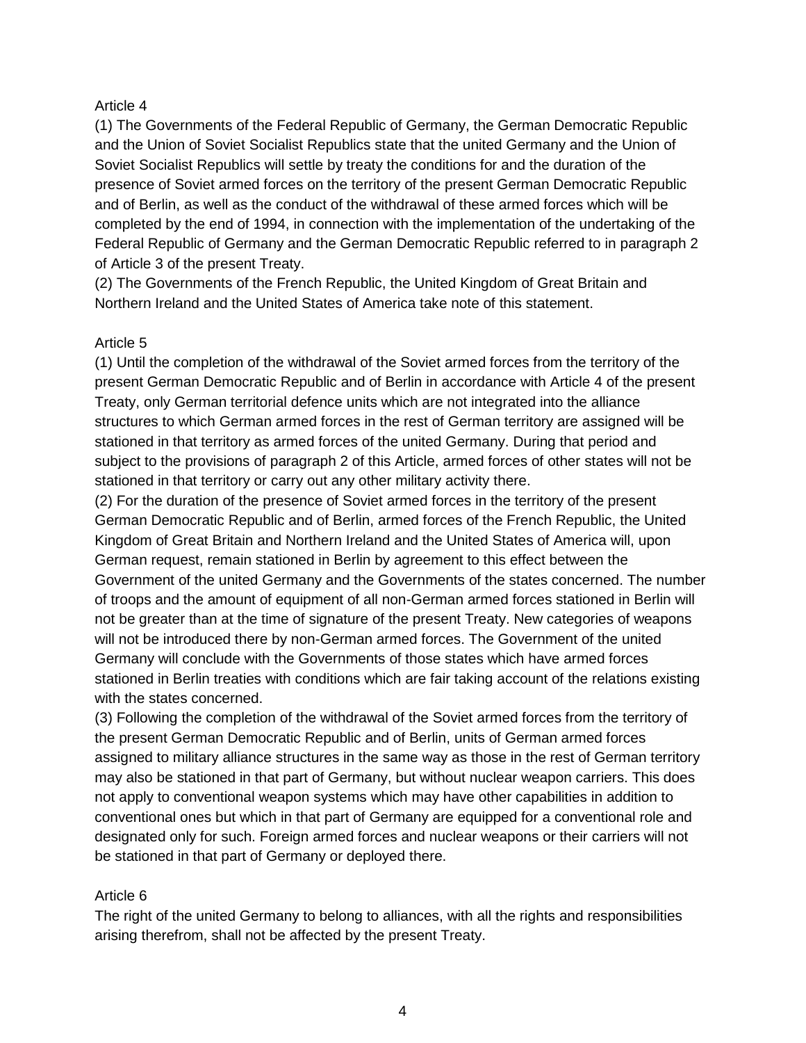Article 4

(1) The Governments of the Federal Republic of Germany, the German Democratic Republic and the Union of Soviet Socialist Republics state that the united Germany and the Union of Soviet Socialist Republics will settle by treaty the conditions for and the duration of the presence of Soviet armed forces on the territory of the present German Democratic Republic and of Berlin, as well as the conduct of the withdrawal of these armed forces which will be completed by the end of 1994, in connection with the implementation of the undertaking of the Federal Republic of Germany and the German Democratic Republic referred to in paragraph 2 of Article 3 of the present Treaty.

(2) The Governments of the French Republic, the United Kingdom of Great Britain and Northern Ireland and the United States of America take note of this statement.

Article 5

(1) Until the completion of the withdrawal of the Soviet armed forces from the territory of the present German Democratic Republic and of Berlin in accordance with Article 4 of the present Treaty, only German territorial defence units which are not integrated into the alliance structures to which German armed forces in the rest of German territory are assigned will be stationed in that territory as armed forces of the united Germany. During that period and subject to the provisions of paragraph 2 of this Article, armed forces of other states will not be stationed in that territory or carry out any other military activity there.

(2) For the duration of the presence of Soviet armed forces in the territory of the present German Democratic Republic and of Berlin, armed forces of the French Republic, the United Kingdom of Great Britain and Northern Ireland and the United States of America will, upon German request, remain stationed in Berlin by agreement to this effect between the Government of the united Germany and the Governments of the states concerned. The number of troops and the amount of equipment of all non-German armed forces stationed in Berlin will not be greater than at the time of signature of the present Treaty. New categories of weapons will not be introduced there by non-German armed forces. The Government of the united Germany will conclude with the Governments of those states which have armed forces stationed in Berlin treaties with conditions which are fair taking account of the relations existing with the states concerned.

(3) Following the completion of the withdrawal of the Soviet armed forces from the territory of the present German Democratic Republic and of Berlin, units of German armed forces assigned to military alliance structures in the same way as those in the rest of German territory may also be stationed in that part of Germany, but without nuclear weapon carriers. This does not apply to conventional weapon systems which may have other capabilities in addition to conventional ones but which in that part of Germany are equipped for a conventional role and designated only for such. Foreign armed forces and nuclear weapons or their carriers will not be stationed in that part of Germany or deployed there.

Article 6

The right of the united Germany to belong to alliances, with all the rights and responsibilities arising therefrom, shall not be affected by the present Treaty.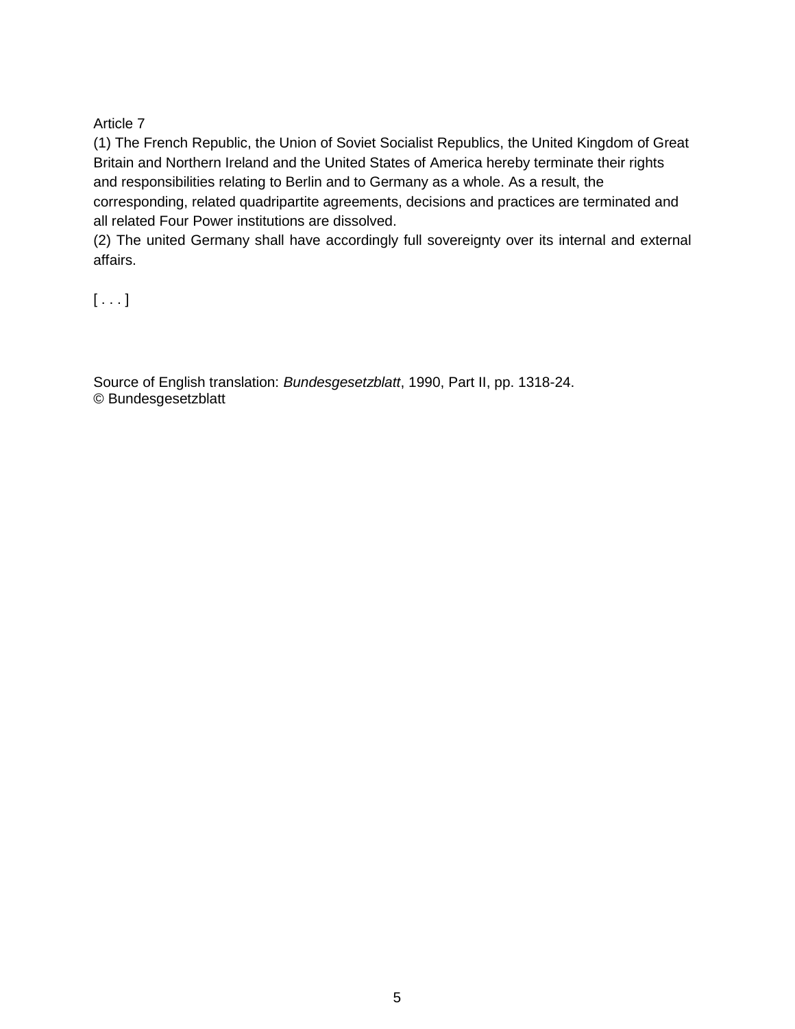Article 7

(1) The French Republic, the Union of Soviet Socialist Republics, the United Kingdom of Great Britain and Northern Ireland and the United States of America hereby terminate their rights and responsibilities relating to Berlin and to Germany as a whole. As a result, the corresponding, related quadripartite agreements, decisions and practices are terminated and all related Four Power institutions are dissolved.

(2) The united Germany shall have accordingly full sovereignty over its internal and external affairs.

[ . . . ]

Source of English translation: *Bundesgesetzblatt*, 1990, Part II, pp. 1318-24.
© Bundesgesetzblatt